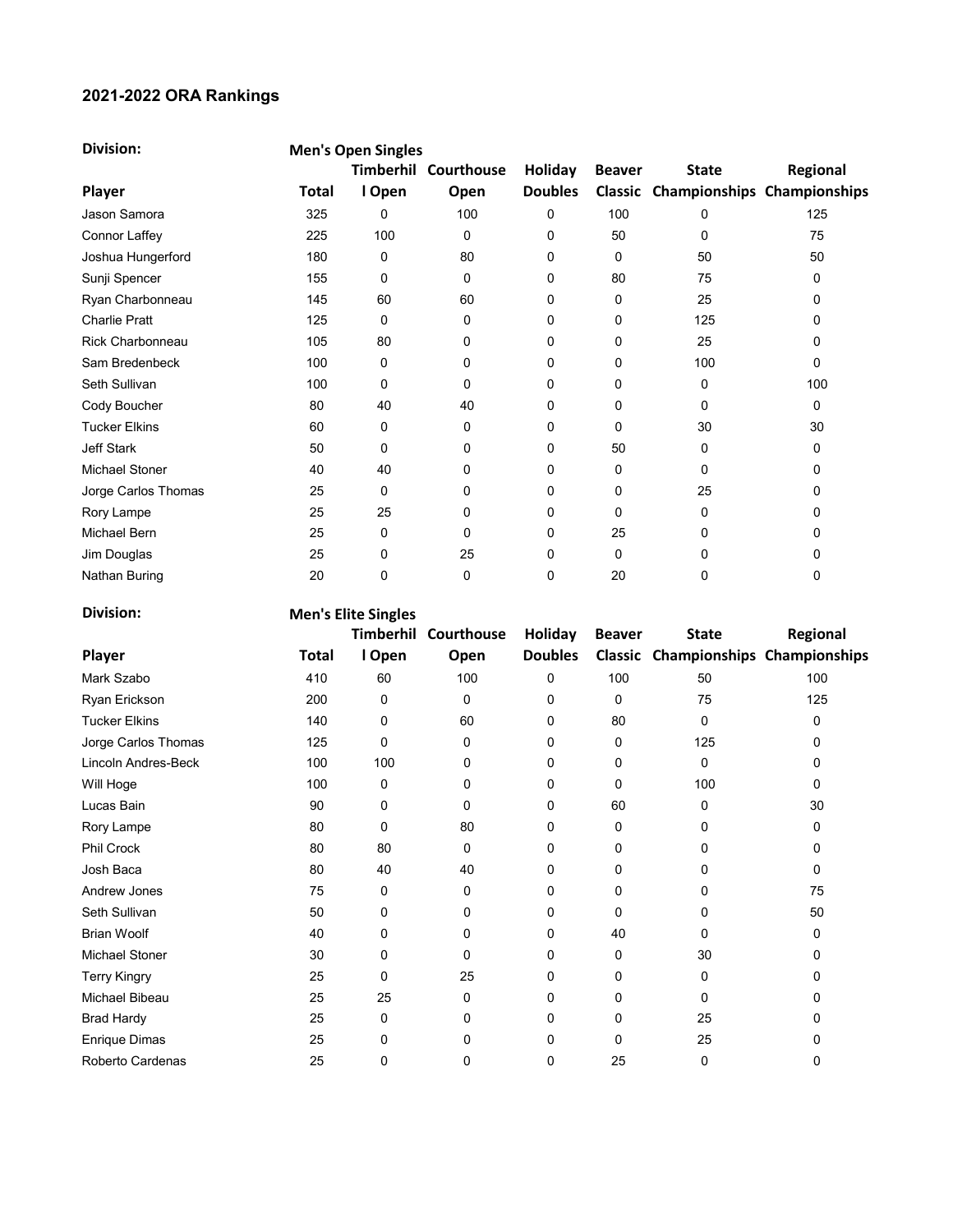## 2021-2022 ORA Rankings

**Division:** **Men's Open Singles**

| Player | Total | Timberhill Open | Courthouse Open | Holiday Doubles | Beaver Classic | State Championships | Regional Championships |
|---|---|---|---|---|---|---|---|
| Jason Samora | 325 | 0 | 100 | 0 | 100 | 0 | 125 |
| Connor Laffey | 225 | 100 | 0 | 0 | 50 | 0 | 75 |
| Joshua Hungerford | 180 | 0 | 80 | 0 | 0 | 50 | 50 |
| Sunji Spencer | 155 | 0 | 0 | 0 | 80 | 75 | 0 |
| Ryan Charbonneau | 145 | 60 | 60 | 0 | 0 | 25 | 0 |
| Charlie Pratt | 125 | 0 | 0 | 0 | 0 | 125 | 0 |
| Rick Charbonneau | 105 | 80 | 0 | 0 | 0 | 25 | 0 |
| Sam Bredenbeck | 100 | 0 | 0 | 0 | 0 | 100 | 0 |
| Seth Sullivan | 100 | 0 | 0 | 0 | 0 | 0 | 100 |
| Cody Boucher | 80 | 40 | 40 | 0 | 0 | 0 | 0 |
| Tucker Elkins | 60 | 0 | 0 | 0 | 0 | 30 | 30 |
| Jeff Stark | 50 | 0 | 0 | 0 | 50 | 0 | 0 |
| Michael Stoner | 40 | 40 | 0 | 0 | 0 | 0 | 0 |
| Jorge Carlos Thomas | 25 | 0 | 0 | 0 | 0 | 25 | 0 |
| Rory Lampe | 25 | 25 | 0 | 0 | 0 | 0 | 0 |
| Michael Bern | 25 | 0 | 0 | 0 | 25 | 0 | 0 |
| Jim Douglas | 25 | 0 | 25 | 0 | 0 | 0 | 0 |
| Nathan Buring | 20 | 0 | 0 | 0 | 20 | 0 | 0 |

**Division:** **Men's Elite Singles**

| Player | Total | Timberhill Open | Courthouse Open | Holiday Doubles | Beaver Classic | State Championships | Regional Championships |
|---|---|---|---|---|---|---|---|
| Mark Szabo | 410 | 60 | 100 | 0 | 100 | 50 | 100 |
| Ryan Erickson | 200 | 0 | 0 | 0 | 0 | 75 | 125 |
| Tucker Elkins | 140 | 0 | 60 | 0 | 80 | 0 | 0 |
| Jorge Carlos Thomas | 125 | 0 | 0 | 0 | 0 | 125 | 0 |
| Lincoln Andres-Beck | 100 | 100 | 0 | 0 | 0 | 0 | 0 |
| Will Hoge | 100 | 0 | 0 | 0 | 0 | 100 | 0 |
| Lucas Bain | 90 | 0 | 0 | 0 | 60 | 0 | 30 |
| Rory Lampe | 80 | 0 | 80 | 0 | 0 | 0 | 0 |
| Phil Crock | 80 | 80 | 0 | 0 | 0 | 0 | 0 |
| Josh Baca | 80 | 40 | 40 | 0 | 0 | 0 | 0 |
| Andrew Jones | 75 | 0 | 0 | 0 | 0 | 0 | 75 |
| Seth Sullivan | 50 | 0 | 0 | 0 | 0 | 0 | 50 |
| Brian Woolf | 40 | 0 | 0 | 0 | 40 | 0 | 0 |
| Michael Stoner | 30 | 0 | 0 | 0 | 0 | 30 | 0 |
| Terry Kingry | 25 | 0 | 25 | 0 | 0 | 0 | 0 |
| Michael Bibeau | 25 | 25 | 0 | 0 | 0 | 0 | 0 |
| Brad Hardy | 25 | 0 | 0 | 0 | 0 | 25 | 0 |
| Enrique Dimas | 25 | 0 | 0 | 0 | 0 | 25 | 0 |
| Roberto Cardenas | 25 | 0 | 0 | 0 | 25 | 0 | 0 |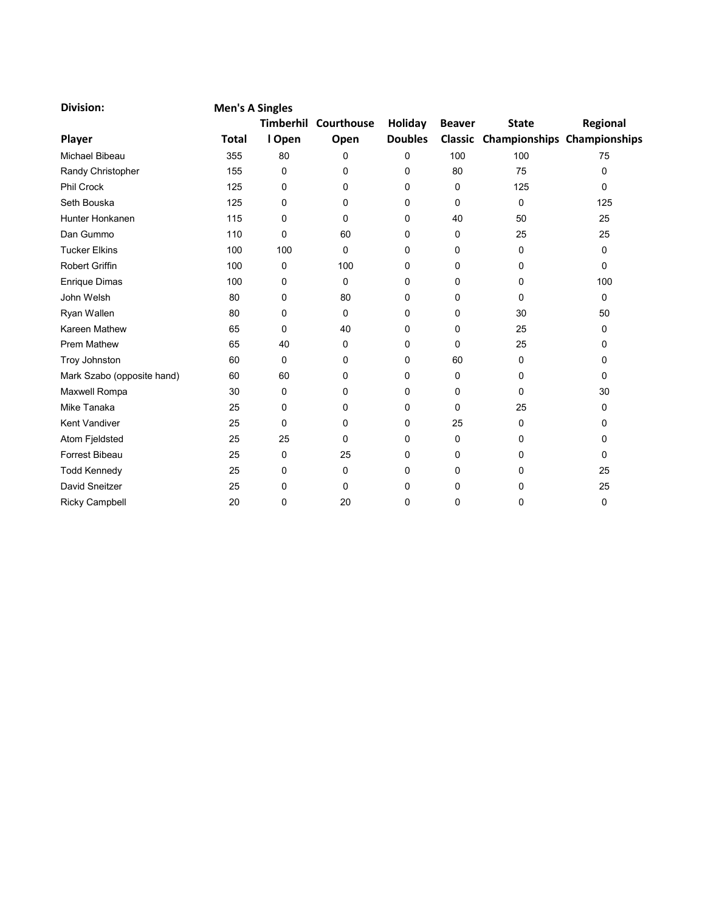| **Division:** | **Men's A Singles** | | | | | | |
|---|---|---|---|---|---|---|---|
| **Player** | **Total** | **Timberhill Open** | **Courthouse Open** | **Holiday Doubles** | **Beaver Classic** | **State Championships** | **Regional Championships** |
| Michael Bibeau | 355 | 80 | 0 | 0 | 100 | 100 | 75 |
| Randy Christopher | 155 | 0 | 0 | 0 | 80 | 75 | 0 |
| Phil Crock | 125 | 0 | 0 | 0 | 0 | 125 | 0 |
| Seth Bouska | 125 | 0 | 0 | 0 | 0 | 0 | 125 |
| Hunter Honkanen | 115 | 0 | 0 | 0 | 40 | 50 | 25 |
| Dan Gummo | 110 | 0 | 60 | 0 | 0 | 25 | 25 |
| Tucker Elkins | 100 | 100 | 0 | 0 | 0 | 0 | 0 |
| Robert Griffin | 100 | 0 | 100 | 0 | 0 | 0 | 0 |
| Enrique Dimas | 100 | 0 | 0 | 0 | 0 | 0 | 100 |
| John Welsh | 80 | 0 | 80 | 0 | 0 | 0 | 0 |
| Ryan Wallen | 80 | 0 | 0 | 0 | 0 | 30 | 50 |
| Kareen Mathew | 65 | 0 | 40 | 0 | 0 | 25 | 0 |
| Prem Mathew | 65 | 40 | 0 | 0 | 0 | 25 | 0 |
| Troy Johnston | 60 | 0 | 0 | 0 | 60 | 0 | 0 |
| Mark Szabo (opposite hand) | 60 | 60 | 0 | 0 | 0 | 0 | 0 |
| Maxwell Rompa | 30 | 0 | 0 | 0 | 0 | 0 | 30 |
| Mike Tanaka | 25 | 0 | 0 | 0 | 0 | 25 | 0 |
| Kent Vandiver | 25 | 0 | 0 | 0 | 25 | 0 | 0 |
| Atom Fjeldsted | 25 | 25 | 0 | 0 | 0 | 0 | 0 |
| Forrest Bibeau | 25 | 0 | 25 | 0 | 0 | 0 | 0 |
| Todd Kennedy | 25 | 0 | 0 | 0 | 0 | 0 | 25 |
| David Sneitzer | 25 | 0 | 0 | 0 | 0 | 0 | 25 |
| Ricky Campbell | 20 | 0 | 20 | 0 | 0 | 0 | 0 |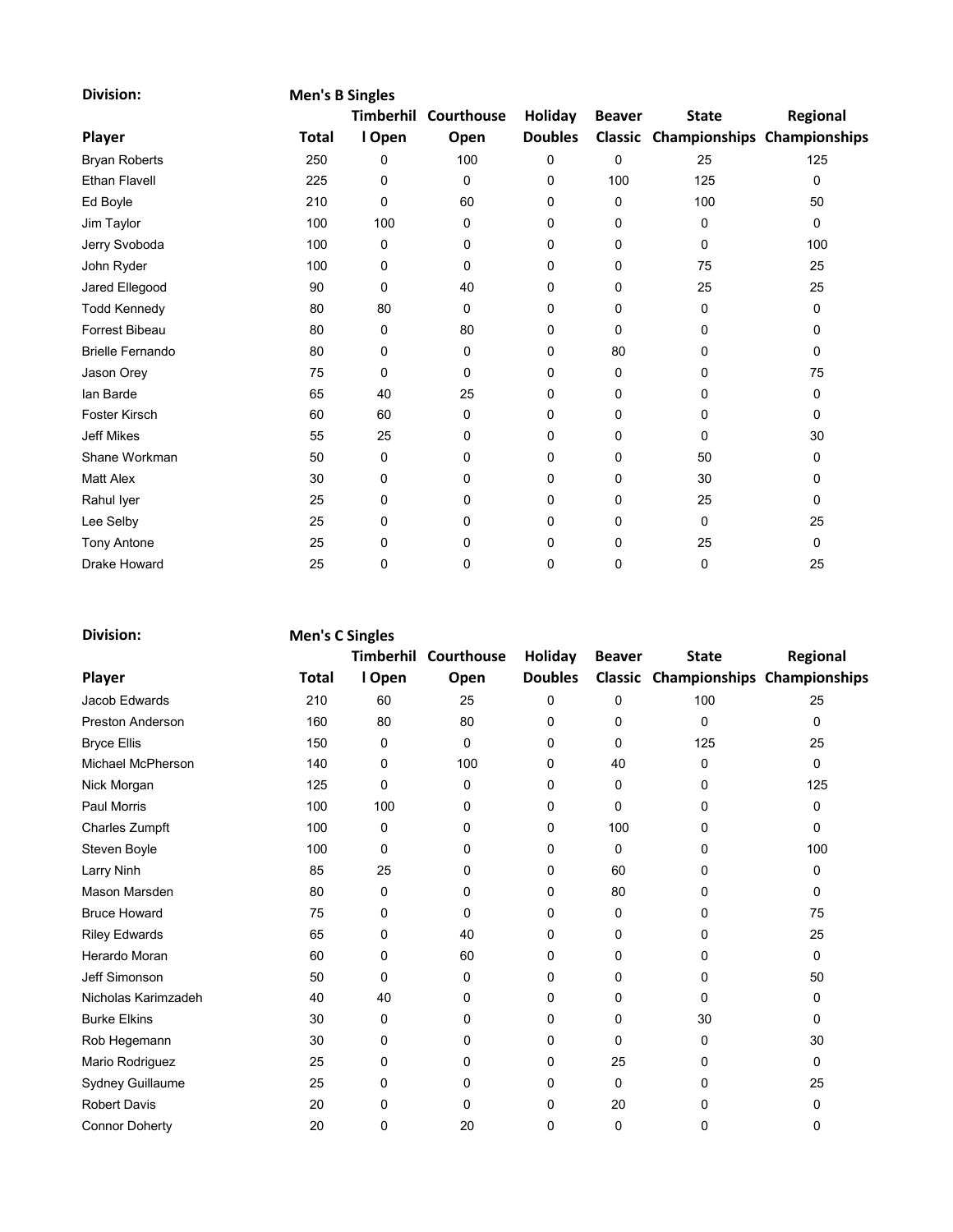**Division:** **Men's B Singles**

| Player | Total | Timberhill Open | Courthouse Open | Holiday Doubles | Beaver Classic | State Championships | Regional Championships |
|---|---|---|---|---|---|---|---|
| Bryan Roberts | 250 | 0 | 100 | 0 | 0 | 25 | 125 |
| Ethan Flavell | 225 | 0 | 0 | 0 | 100 | 125 | 0 |
| Ed Boyle | 210 | 0 | 60 | 0 | 0 | 100 | 50 |
| Jim Taylor | 100 | 100 | 0 | 0 | 0 | 0 | 0 |
| Jerry Svoboda | 100 | 0 | 0 | 0 | 0 | 0 | 100 |
| John Ryder | 100 | 0 | 0 | 0 | 0 | 75 | 25 |
| Jared Ellegood | 90 | 0 | 40 | 0 | 0 | 25 | 25 |
| Todd Kennedy | 80 | 80 | 0 | 0 | 0 | 0 | 0 |
| Forrest Bibeau | 80 | 0 | 80 | 0 | 0 | 0 | 0 |
| Brielle Fernando | 80 | 0 | 0 | 0 | 80 | 0 | 0 |
| Jason Orey | 75 | 0 | 0 | 0 | 0 | 0 | 75 |
| Ian Barde | 65 | 40 | 25 | 0 | 0 | 0 | 0 |
| Foster Kirsch | 60 | 60 | 0 | 0 | 0 | 0 | 0 |
| Jeff Mikes | 55 | 25 | 0 | 0 | 0 | 0 | 30 |
| Shane Workman | 50 | 0 | 0 | 0 | 0 | 50 | 0 |
| Matt Alex | 30 | 0 | 0 | 0 | 0 | 30 | 0 |
| Rahul Iyer | 25 | 0 | 0 | 0 | 0 | 25 | 0 |
| Lee Selby | 25 | 0 | 0 | 0 | 0 | 0 | 25 |
| Tony Antone | 25 | 0 | 0 | 0 | 0 | 25 | 0 |
| Drake Howard | 25 | 0 | 0 | 0 | 0 | 0 | 25 |

**Division:** **Men's C Singles**

| Player | Total | Timberhill Open | Courthouse Open | Holiday Doubles | Beaver Classic | State Championships | Regional Championships |
|---|---|---|---|---|---|---|---|
| Jacob Edwards | 210 | 60 | 25 | 0 | 0 | 100 | 25 |
| Preston Anderson | 160 | 80 | 80 | 0 | 0 | 0 | 0 |
| Bryce Ellis | 150 | 0 | 0 | 0 | 0 | 125 | 25 |
| Michael McPherson | 140 | 0 | 100 | 0 | 40 | 0 | 0 |
| Nick Morgan | 125 | 0 | 0 | 0 | 0 | 0 | 125 |
| Paul Morris | 100 | 100 | 0 | 0 | 0 | 0 | 0 |
| Charles Zumpft | 100 | 0 | 0 | 0 | 100 | 0 | 0 |
| Steven Boyle | 100 | 0 | 0 | 0 | 0 | 0 | 100 |
| Larry Ninh | 85 | 25 | 0 | 0 | 60 | 0 | 0 |
| Mason Marsden | 80 | 0 | 0 | 0 | 80 | 0 | 0 |
| Bruce Howard | 75 | 0 | 0 | 0 | 0 | 0 | 75 |
| Riley Edwards | 65 | 0 | 40 | 0 | 0 | 0 | 25 |
| Herardo Moran | 60 | 0 | 60 | 0 | 0 | 0 | 0 |
| Jeff Simonson | 50 | 0 | 0 | 0 | 0 | 0 | 50 |
| Nicholas Karimzadeh | 40 | 40 | 0 | 0 | 0 | 0 | 0 |
| Burke Elkins | 30 | 0 | 0 | 0 | 0 | 30 | 0 |
| Rob Hegemann | 30 | 0 | 0 | 0 | 0 | 0 | 30 |
| Mario Rodriguez | 25 | 0 | 0 | 0 | 25 | 0 | 0 |
| Sydney Guillaume | 25 | 0 | 0 | 0 | 0 | 0 | 25 |
| Robert Davis | 20 | 0 | 0 | 0 | 20 | 0 | 0 |
| Connor Doherty | 20 | 0 | 20 | 0 | 0 | 0 | 0 |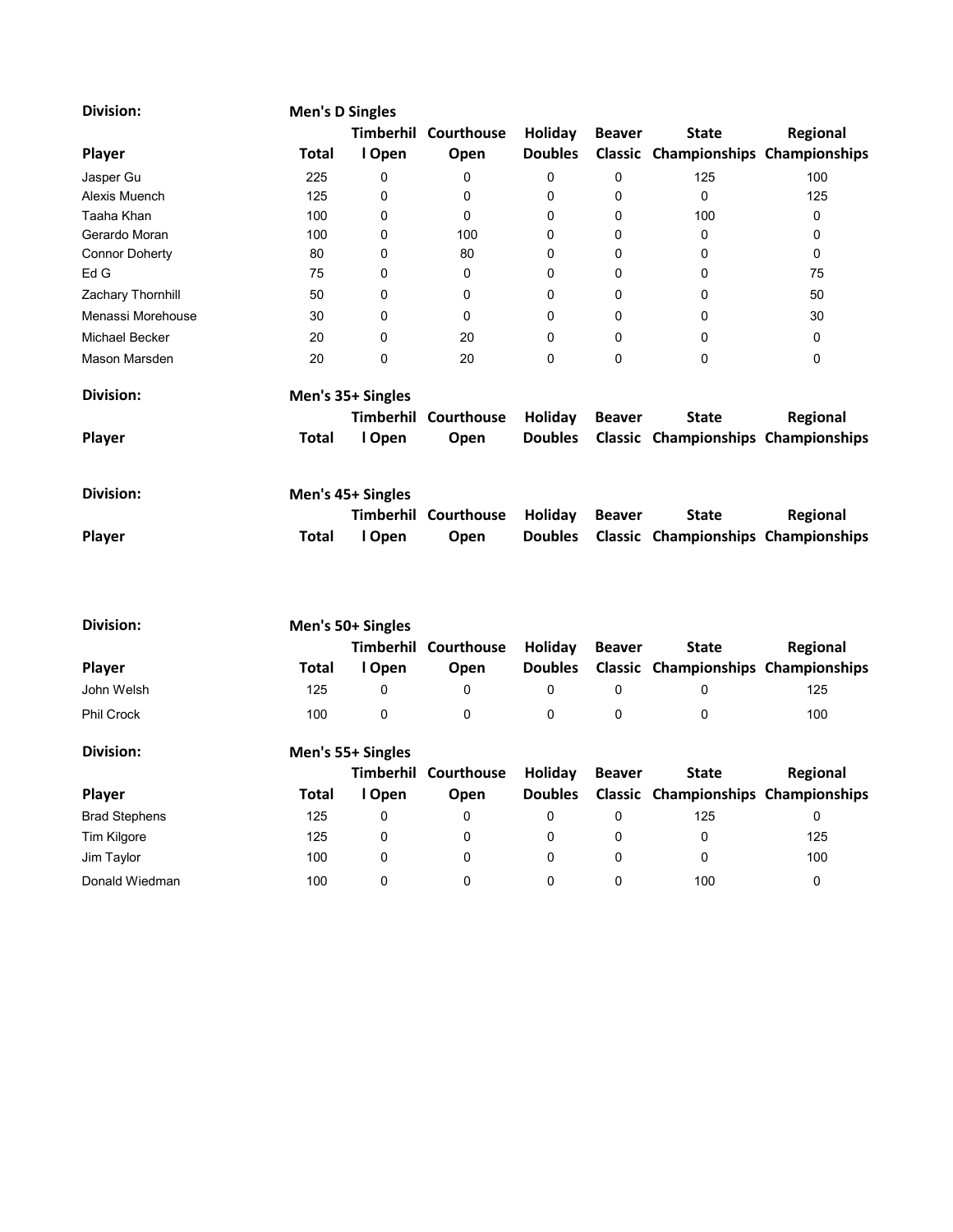**Division:** **Men's D Singles**

| Player | Total | Timberhill Open | Courthouse Open | Holiday Doubles | Beaver Classic | State Championships | Regional Championships |
|---|---|---|---|---|---|---|---|
| Jasper Gu | 225 | 0 | 0 | 0 | 0 | 125 | 100 |
| Alexis Muench | 125 | 0 | 0 | 0 | 0 | 0 | 125 |
| Taaha Khan | 100 | 0 | 0 | 0 | 0 | 100 | 0 |
| Gerardo Moran | 100 | 0 | 100 | 0 | 0 | 0 | 0 |
| Connor Doherty | 80 | 0 | 80 | 0 | 0 | 0 | 0 |
| Ed G | 75 | 0 | 0 | 0 | 0 | 0 | 75 |
| Zachary Thornhill | 50 | 0 | 0 | 0 | 0 | 0 | 50 |
| Menassi Morehouse | 30 | 0 | 0 | 0 | 0 | 0 | 30 |
| Michael Becker | 20 | 0 | 20 | 0 | 0 | 0 | 0 |
| Mason Marsden | 20 | 0 | 20 | 0 | 0 | 0 | 0 |

**Division:** **Men's 35+ Singles**

| Player | Total | Timberhill Open | Courthouse Open | Holiday Doubles | Beaver Classic | State Championships | Regional Championships |
|---|---|---|---|---|---|---|---|

**Division:** **Men's 45+ Singles**

| Player | Total | Timberhill Open | Courthouse Open | Holiday Doubles | Beaver Classic | State Championships | Regional Championships |
|---|---|---|---|---|---|---|---|

**Division:** **Men's 50+ Singles**

| Player | Total | Timberhill Open | Courthouse Open | Holiday Doubles | Beaver Classic | State Championships | Regional Championships |
|---|---|---|---|---|---|---|---|
| John Welsh | 125 | 0 | 0 | 0 | 0 | 0 | 125 |
| Phil Crock | 100 | 0 | 0 | 0 | 0 | 0 | 100 |

**Division:** **Men's 55+ Singles**

| Player | Total | Timberhill Open | Courthouse Open | Holiday Doubles | Beaver Classic | State Championships | Regional Championships |
|---|---|---|---|---|---|---|---|
| Brad Stephens | 125 | 0 | 0 | 0 | 0 | 125 | 0 |
| Tim Kilgore | 125 | 0 | 0 | 0 | 0 | 0 | 125 |
| Jim Taylor | 100 | 0 | 0 | 0 | 0 | 0 | 100 |
| Donald Wiedman | 100 | 0 | 0 | 0 | 0 | 100 | 0 |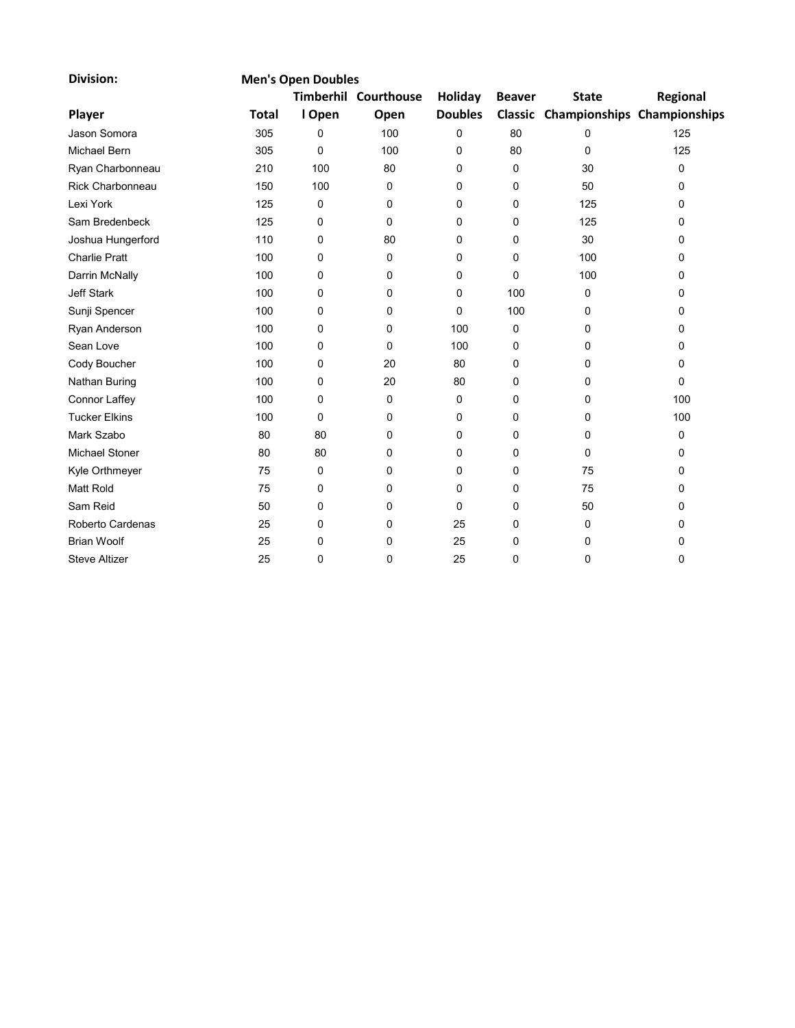| Division: | Men's Open Doubles | | | | | | |
|---|---|---|---|---|---|---|---|
| Player | Total | Timberhill Open | Courthouse Open | Holiday Doubles | Beaver Classic | State Championships | Regional Championships |
| Jason Somora | 305 | 0 | 100 | 0 | 80 | 0 | 125 |
| Michael Bern | 305 | 0 | 100 | 0 | 80 | 0 | 125 |
| Ryan Charbonneau | 210 | 100 | 80 | 0 | 0 | 30 | 0 |
| Rick Charbonneau | 150 | 100 | 0 | 0 | 0 | 50 | 0 |
| Lexi York | 125 | 0 | 0 | 0 | 0 | 125 | 0 |
| Sam Bredenbeck | 125 | 0 | 0 | 0 | 0 | 125 | 0 |
| Joshua Hungerford | 110 | 0 | 80 | 0 | 0 | 30 | 0 |
| Charlie Pratt | 100 | 0 | 0 | 0 | 0 | 100 | 0 |
| Darrin McNally | 100 | 0 | 0 | 0 | 0 | 100 | 0 |
| Jeff Stark | 100 | 0 | 0 | 0 | 100 | 0 | 0 |
| Sunji Spencer | 100 | 0 | 0 | 0 | 100 | 0 | 0 |
| Ryan Anderson | 100 | 0 | 0 | 100 | 0 | 0 | 0 |
| Sean Love | 100 | 0 | 0 | 100 | 0 | 0 | 0 |
| Cody Boucher | 100 | 0 | 20 | 80 | 0 | 0 | 0 |
| Nathan Buring | 100 | 0 | 20 | 80 | 0 | 0 | 0 |
| Connor Laffey | 100 | 0 | 0 | 0 | 0 | 0 | 100 |
| Tucker Elkins | 100 | 0 | 0 | 0 | 0 | 0 | 100 |
| Mark Szabo | 80 | 80 | 0 | 0 | 0 | 0 | 0 |
| Michael Stoner | 80 | 80 | 0 | 0 | 0 | 0 | 0 |
| Kyle Orthmeyer | 75 | 0 | 0 | 0 | 0 | 75 | 0 |
| Matt Rold | 75 | 0 | 0 | 0 | 0 | 75 | 0 |
| Sam Reid | 50 | 0 | 0 | 0 | 0 | 50 | 0 |
| Roberto Cardenas | 25 | 0 | 0 | 25 | 0 | 0 | 0 |
| Brian Woolf | 25 | 0 | 0 | 25 | 0 | 0 | 0 |
| Steve Altizer | 25 | 0 | 0 | 25 | 0 | 0 | 0 |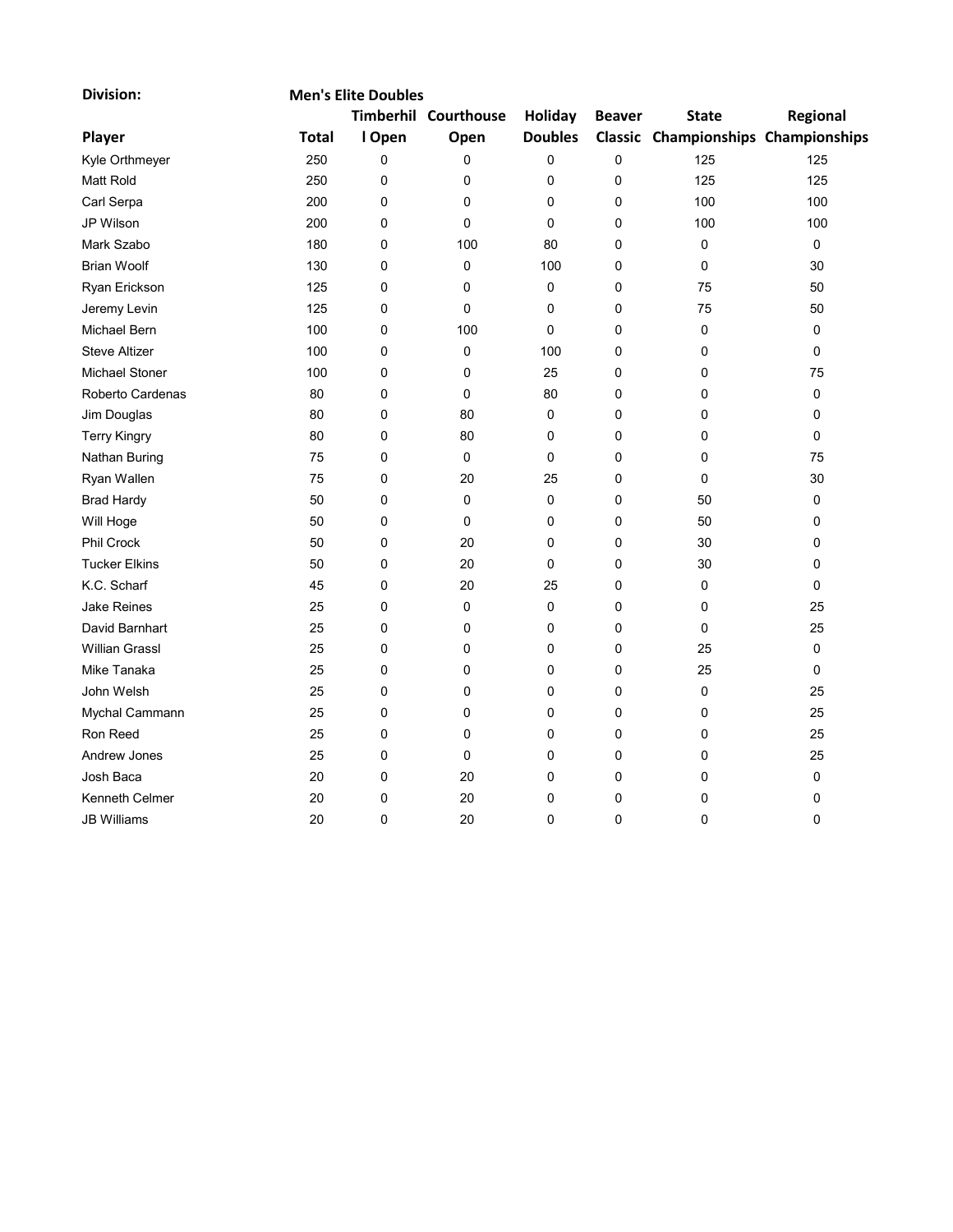**Division:** **Men's Elite Doubles**

| Player | Total | Timberhill Open | Courthouse Open | Holiday Doubles | Beaver Classic | State Championships | Regional Championships |
|---|---|---|---|---|---|---|---|
| Kyle Orthmeyer | 250 | 0 | 0 | 0 | 0 | 125 | 125 |
| Matt Rold | 250 | 0 | 0 | 0 | 0 | 125 | 125 |
| Carl Serpa | 200 | 0 | 0 | 0 | 0 | 100 | 100 |
| JP Wilson | 200 | 0 | 0 | 0 | 0 | 100 | 100 |
| Mark Szabo | 180 | 0 | 100 | 80 | 0 | 0 | 0 |
| Brian Woolf | 130 | 0 | 0 | 100 | 0 | 0 | 30 |
| Ryan Erickson | 125 | 0 | 0 | 0 | 0 | 75 | 50 |
| Jeremy Levin | 125 | 0 | 0 | 0 | 0 | 75 | 50 |
| Michael Bern | 100 | 0 | 100 | 0 | 0 | 0 | 0 |
| Steve Altizer | 100 | 0 | 0 | 100 | 0 | 0 | 0 |
| Michael Stoner | 100 | 0 | 0 | 25 | 0 | 0 | 75 |
| Roberto Cardenas | 80 | 0 | 0 | 80 | 0 | 0 | 0 |
| Jim Douglas | 80 | 0 | 80 | 0 | 0 | 0 | 0 |
| Terry Kingry | 80 | 0 | 80 | 0 | 0 | 0 | 0 |
| Nathan Buring | 75 | 0 | 0 | 0 | 0 | 0 | 75 |
| Ryan Wallen | 75 | 0 | 20 | 25 | 0 | 0 | 30 |
| Brad Hardy | 50 | 0 | 0 | 0 | 0 | 50 | 0 |
| Will Hoge | 50 | 0 | 0 | 0 | 0 | 50 | 0 |
| Phil Crock | 50 | 0 | 20 | 0 | 0 | 30 | 0 |
| Tucker Elkins | 50 | 0 | 20 | 0 | 0 | 30 | 0 |
| K.C. Scharf | 45 | 0 | 20 | 25 | 0 | 0 | 0 |
| Jake Reines | 25 | 0 | 0 | 0 | 0 | 0 | 25 |
| David Barnhart | 25 | 0 | 0 | 0 | 0 | 0 | 25 |
| Willian Grassl | 25 | 0 | 0 | 0 | 0 | 25 | 0 |
| Mike Tanaka | 25 | 0 | 0 | 0 | 0 | 25 | 0 |
| John Welsh | 25 | 0 | 0 | 0 | 0 | 0 | 25 |
| Mychal Cammann | 25 | 0 | 0 | 0 | 0 | 0 | 25 |
| Ron Reed | 25 | 0 | 0 | 0 | 0 | 0 | 25 |
| Andrew Jones | 25 | 0 | 0 | 0 | 0 | 0 | 25 |
| Josh Baca | 20 | 0 | 20 | 0 | 0 | 0 | 0 |
| Kenneth Celmer | 20 | 0 | 20 | 0 | 0 | 0 | 0 |
| JB Williams | 20 | 0 | 20 | 0 | 0 | 0 | 0 |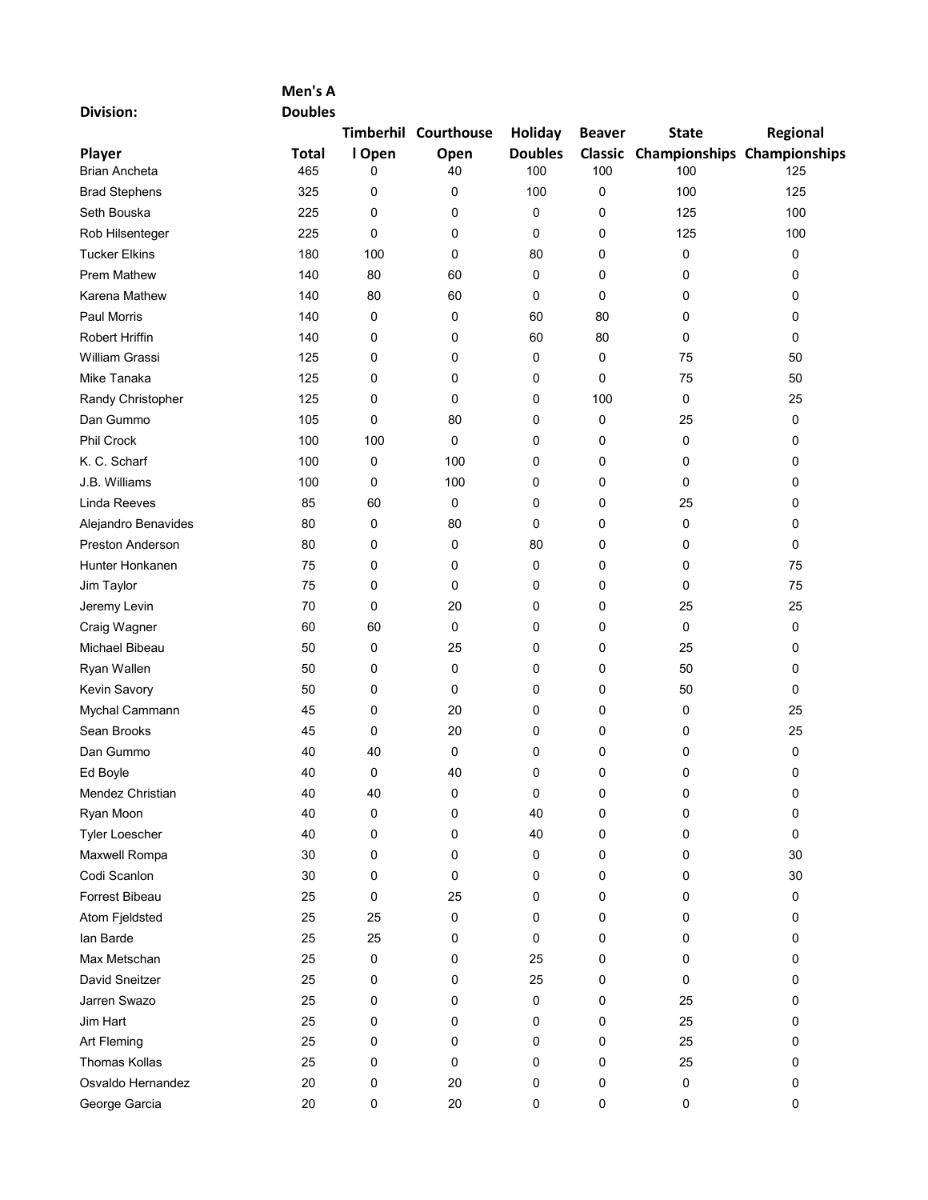| Division: | Men's A Doubles | | | | | | |
|---|---|---|---|---|---|---|---|
| **Player** | **Total** | **Timberhill Open** | **Courthouse Open** | **Holiday Doubles** | **Beaver Classic** | **State Championships** | **Regional Championships** |
| Brian Ancheta | 465 | 0 | 40 | 100 | 100 | 100 | 125 |
| Brad Stephens | 325 | 0 | 0 | 100 | 0 | 100 | 125 |
| Seth Bouska | 225 | 0 | 0 | 0 | 0 | 125 | 100 |
| Rob Hilsenteger | 225 | 0 | 0 | 0 | 0 | 125 | 100 |
| Tucker Elkins | 180 | 100 | 0 | 80 | 0 | 0 | 0 |
| Prem Mathew | 140 | 80 | 60 | 0 | 0 | 0 | 0 |
| Karena Mathew | 140 | 80 | 60 | 0 | 0 | 0 | 0 |
| Paul Morris | 140 | 0 | 0 | 60 | 80 | 0 | 0 |
| Robert Hriffin | 140 | 0 | 0 | 60 | 80 | 0 | 0 |
| William Grassi | 125 | 0 | 0 | 0 | 0 | 75 | 50 |
| Mike Tanaka | 125 | 0 | 0 | 0 | 0 | 75 | 50 |
| Randy Christopher | 125 | 0 | 0 | 0 | 100 | 0 | 25 |
| Dan Gummo | 105 | 0 | 80 | 0 | 0 | 25 | 0 |
| Phil Crock | 100 | 100 | 0 | 0 | 0 | 0 | 0 |
| K. C. Scharf | 100 | 0 | 100 | 0 | 0 | 0 | 0 |
| J.B. Williams | 100 | 0 | 100 | 0 | 0 | 0 | 0 |
| Linda Reeves | 85 | 60 | 0 | 0 | 0 | 25 | 0 |
| Alejandro Benavides | 80 | 0 | 80 | 0 | 0 | 0 | 0 |
| Preston Anderson | 80 | 0 | 0 | 80 | 0 | 0 | 0 |
| Hunter Honkanen | 75 | 0 | 0 | 0 | 0 | 0 | 75 |
| Jim Taylor | 75 | 0 | 0 | 0 | 0 | 0 | 75 |
| Jeremy Levin | 70 | 0 | 20 | 0 | 0 | 25 | 25 |
| Craig Wagner | 60 | 60 | 0 | 0 | 0 | 0 | 0 |
| Michael Bibeau | 50 | 0 | 25 | 0 | 0 | 25 | 0 |
| Ryan Wallen | 50 | 0 | 0 | 0 | 0 | 50 | 0 |
| Kevin Savory | 50 | 0 | 0 | 0 | 0 | 50 | 0 |
| Mychal Cammann | 45 | 0 | 20 | 0 | 0 | 0 | 25 |
| Sean Brooks | 45 | 0 | 20 | 0 | 0 | 0 | 25 |
| Dan Gummo | 40 | 40 | 0 | 0 | 0 | 0 | 0 |
| Ed Boyle | 40 | 0 | 40 | 0 | 0 | 0 | 0 |
| Mendez Christian | 40 | 40 | 0 | 0 | 0 | 0 | 0 |
| Ryan Moon | 40 | 0 | 0 | 40 | 0 | 0 | 0 |
| Tyler Loescher | 40 | 0 | 0 | 40 | 0 | 0 | 0 |
| Maxwell Rompa | 30 | 0 | 0 | 0 | 0 | 0 | 30 |
| Codi Scanlon | 30 | 0 | 0 | 0 | 0 | 0 | 30 |
| Forrest Bibeau | 25 | 0 | 25 | 0 | 0 | 0 | 0 |
| Atom Fjeldsted | 25 | 25 | 0 | 0 | 0 | 0 | 0 |
| Ian Barde | 25 | 25 | 0 | 0 | 0 | 0 | 0 |
| Max Metschan | 25 | 0 | 0 | 25 | 0 | 0 | 0 |
| David Sneitzer | 25 | 0 | 0 | 25 | 0 | 0 | 0 |
| Jarren Swazo | 25 | 0 | 0 | 0 | 0 | 25 | 0 |
| Jim Hart | 25 | 0 | 0 | 0 | 0 | 25 | 0 |
| Art Fleming | 25 | 0 | 0 | 0 | 0 | 25 | 0 |
| Thomas Kollas | 25 | 0 | 0 | 0 | 0 | 25 | 0 |
| Osvaldo Hernandez | 20 | 0 | 20 | 0 | 0 | 0 | 0 |
| George Garcia | 20 | 0 | 20 | 0 | 0 | 0 | 0 |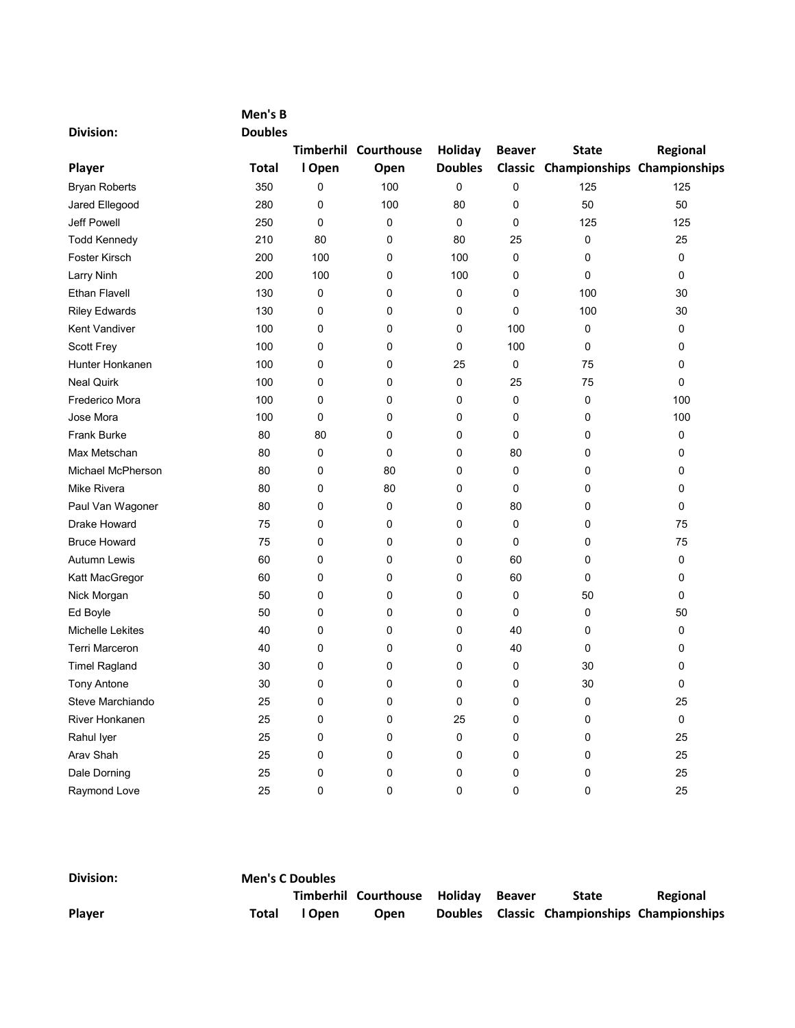**Division:** **Men's B Doubles**

| Player | Total | Timberhill Open | Courthouse Open | Holiday Doubles | Beaver Classic | State Championships | Regional Championships |
|---|---|---|---|---|---|---|---|
| Bryan Roberts | 350 | 0 | 100 | 0 | 0 | 125 | 125 |
| Jared Ellegood | 280 | 0 | 100 | 80 | 0 | 50 | 50 |
| Jeff Powell | 250 | 0 | 0 | 0 | 0 | 125 | 125 |
| Todd Kennedy | 210 | 80 | 0 | 80 | 25 | 0 | 25 |
| Foster Kirsch | 200 | 100 | 0 | 100 | 0 | 0 | 0 |
| Larry Ninh | 200 | 100 | 0 | 100 | 0 | 0 | 0 |
| Ethan Flavell | 130 | 0 | 0 | 0 | 0 | 100 | 30 |
| Riley Edwards | 130 | 0 | 0 | 0 | 0 | 100 | 30 |
| Kent Vandiver | 100 | 0 | 0 | 0 | 100 | 0 | 0 |
| Scott Frey | 100 | 0 | 0 | 0 | 100 | 0 | 0 |
| Hunter Honkanen | 100 | 0 | 0 | 25 | 0 | 75 | 0 |
| Neal Quirk | 100 | 0 | 0 | 0 | 25 | 75 | 0 |
| Frederico Mora | 100 | 0 | 0 | 0 | 0 | 0 | 100 |
| Jose Mora | 100 | 0 | 0 | 0 | 0 | 0 | 100 |
| Frank Burke | 80 | 80 | 0 | 0 | 0 | 0 | 0 |
| Max Metschan | 80 | 0 | 0 | 0 | 80 | 0 | 0 |
| Michael McPherson | 80 | 0 | 80 | 0 | 0 | 0 | 0 |
| Mike Rivera | 80 | 0 | 80 | 0 | 0 | 0 | 0 |
| Paul Van Wagoner | 80 | 0 | 0 | 0 | 80 | 0 | 0 |
| Drake Howard | 75 | 0 | 0 | 0 | 0 | 0 | 75 |
| Bruce Howard | 75 | 0 | 0 | 0 | 0 | 0 | 75 |
| Autumn Lewis | 60 | 0 | 0 | 0 | 60 | 0 | 0 |
| Katt MacGregor | 60 | 0 | 0 | 0 | 60 | 0 | 0 |
| Nick Morgan | 50 | 0 | 0 | 0 | 0 | 50 | 0 |
| Ed Boyle | 50 | 0 | 0 | 0 | 0 | 0 | 50 |
| Michelle Lekites | 40 | 0 | 0 | 0 | 40 | 0 | 0 |
| Terri Marceron | 40 | 0 | 0 | 0 | 40 | 0 | 0 |
| Timel Ragland | 30 | 0 | 0 | 0 | 0 | 30 | 0 |
| Tony Antone | 30 | 0 | 0 | 0 | 0 | 30 | 0 |
| Steve Marchiando | 25 | 0 | 0 | 0 | 0 | 0 | 25 |
| River Honkanen | 25 | 0 | 0 | 25 | 0 | 0 | 0 |
| Rahul Iyer | 25 | 0 | 0 | 0 | 0 | 0 | 25 |
| Arav Shah | 25 | 0 | 0 | 0 | 0 | 0 | 25 |
| Dale Dorning | 25 | 0 | 0 | 0 | 0 | 0 | 25 |
| Raymond Love | 25 | 0 | 0 | 0 | 0 | 0 | 25 |

**Division:** **Men's C Doubles**

| Player | Total | Timberhill Open | Courthouse Open | Holiday Doubles | Beaver Classic | State Championships | Regional Championships |
|---|---|---|---|---|---|---|---|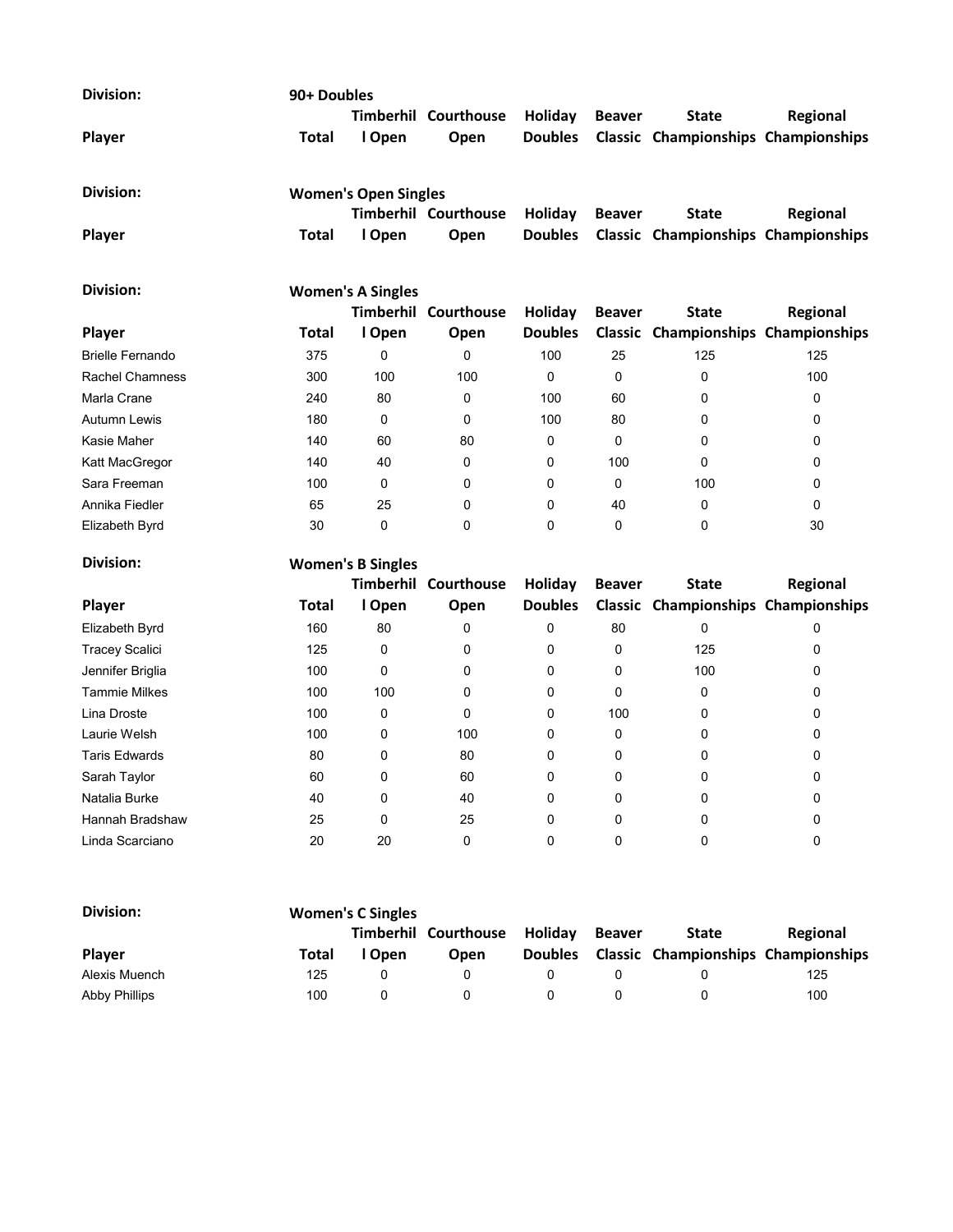**Division:** 90+ Doubles

| Player | Total | Timberhill Open | Courthouse Open | Holiday Doubles | Beaver Classic | State Championships | Regional Championships |
|---|---|---|---|---|---|---|---|

**Division:** Women's Open Singles

| Player | Total | Timberhill Open | Courthouse Open | Holiday Doubles | Beaver Classic | State Championships | Regional Championships |
|---|---|---|---|---|---|---|---|

**Division:** Women's A Singles

| Player | Total | Timberhill Open | Courthouse Open | Holiday Doubles | Beaver Classic | State Championships | Regional Championships |
|---|---|---|---|---|---|---|---|
| Brielle Fernando | 375 | 0 | 0 | 100 | 25 | 125 | 125 |
| Rachel Chamness | 300 | 100 | 100 | 0 | 0 | 0 | 100 |
| Marla Crane | 240 | 80 | 0 | 100 | 60 | 0 | 0 |
| Autumn Lewis | 180 | 0 | 0 | 100 | 80 | 0 | 0 |
| Kasie Maher | 140 | 60 | 80 | 0 | 0 | 0 | 0 |
| Katt MacGregor | 140 | 40 | 0 | 0 | 100 | 0 | 0 |
| Sara Freeman | 100 | 0 | 0 | 0 | 0 | 100 | 0 |
| Annika Fiedler | 65 | 25 | 0 | 0 | 40 | 0 | 0 |
| Elizabeth Byrd | 30 | 0 | 0 | 0 | 0 | 0 | 30 |

**Division:** Women's B Singles

| Player | Total | Timberhill Open | Courthouse Open | Holiday Doubles | Beaver Classic | State Championships | Regional Championships |
|---|---|---|---|---|---|---|---|
| Elizabeth Byrd | 160 | 80 | 0 | 0 | 80 | 0 | 0 |
| Tracey Scalici | 125 | 0 | 0 | 0 | 0 | 125 | 0 |
| Jennifer Briglia | 100 | 0 | 0 | 0 | 0 | 100 | 0 |
| Tammie Milkes | 100 | 100 | 0 | 0 | 0 | 0 | 0 |
| Lina Droste | 100 | 0 | 0 | 0 | 100 | 0 | 0 |
| Laurie Welsh | 100 | 0 | 100 | 0 | 0 | 0 | 0 |
| Taris Edwards | 80 | 0 | 80 | 0 | 0 | 0 | 0 |
| Sarah Taylor | 60 | 0 | 60 | 0 | 0 | 0 | 0 |
| Natalia Burke | 40 | 0 | 40 | 0 | 0 | 0 | 0 |
| Hannah Bradshaw | 25 | 0 | 25 | 0 | 0 | 0 | 0 |
| Linda Scarciano | 20 | 20 | 0 | 0 | 0 | 0 | 0 |

**Division:** Women's C Singles

| Player | Total | Timberhill Open | Courthouse Open | Holiday Doubles | Beaver Classic | State Championships | Regional Championships |
|---|---|---|---|---|---|---|---|
| Alexis Muench | 125 | 0 | 0 | 0 | 0 | 0 | 125 |
| Abby Phillips | 100 | 0 | 0 | 0 | 0 | 0 | 100 |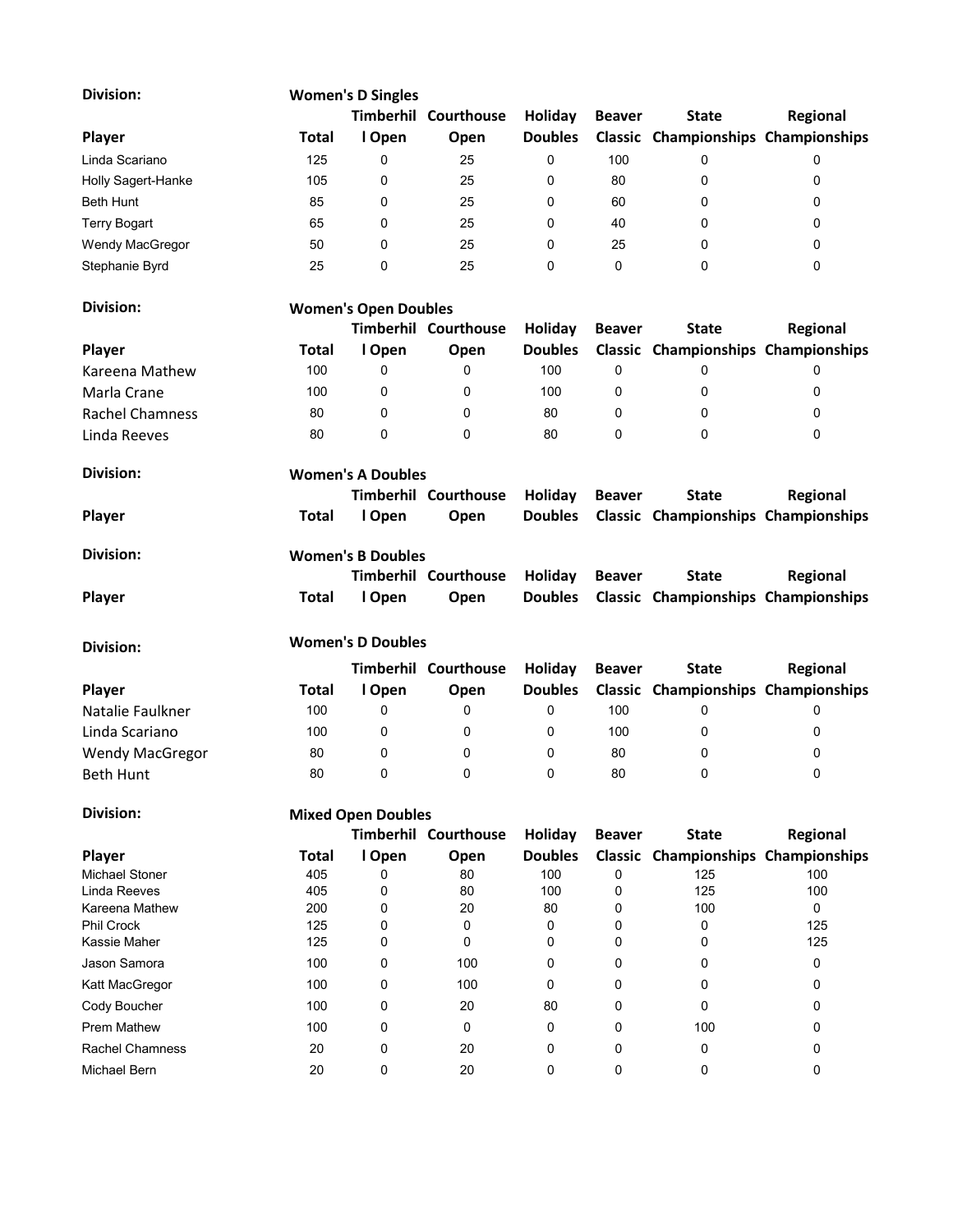**Division:** **Women's D Singles**

| Player | Total | Timberhill Open | Courthouse Open | Holiday Doubles | Beaver Classic | State Championships | Regional Championships |
|---|---|---|---|---|---|---|---|
| Linda Scariano | 125 | 0 | 25 | 0 | 100 | 0 | 0 |
| Holly Sagert-Hanke | 105 | 0 | 25 | 0 | 80 | 0 | 0 |
| Beth Hunt | 85 | 0 | 25 | 0 | 60 | 0 | 0 |
| Terry Bogart | 65 | 0 | 25 | 0 | 40 | 0 | 0 |
| Wendy MacGregor | 50 | 0 | 25 | 0 | 25 | 0 | 0 |
| Stephanie Byrd | 25 | 0 | 25 | 0 | 0 | 0 | 0 |

**Division:** **Women's Open Doubles**

| Player | Total | Timberhill Open | Courthouse Open | Holiday Doubles | Beaver Classic | State Championships | Regional Championships |
|---|---|---|---|---|---|---|---|
| Kareena Mathew | 100 | 0 | 0 | 100 | 0 | 0 | 0 |
| Marla Crane | 100 | 0 | 0 | 100 | 0 | 0 | 0 |
| Rachel Chamness | 80 | 0 | 0 | 80 | 0 | 0 | 0 |
| Linda Reeves | 80 | 0 | 0 | 80 | 0 | 0 | 0 |

**Division:** **Women's A Doubles**

| Player | Total | Timberhill Open | Courthouse Open | Holiday Doubles | Beaver Classic | State Championships | Regional Championships |
|---|---|---|---|---|---|---|---|

**Division:** **Women's B Doubles**

| Player | Total | Timberhill Open | Courthouse Open | Holiday Doubles | Beaver Classic | State Championships | Regional Championships |
|---|---|---|---|---|---|---|---|

**Division:** **Women's D Doubles**

| Player | Total | Timberhill Open | Courthouse Open | Holiday Doubles | Beaver Classic | State Championships | Regional Championships |
|---|---|---|---|---|---|---|---|
| Natalie Faulkner | 100 | 0 | 0 | 0 | 100 | 0 | 0 |
| Linda Scariano | 100 | 0 | 0 | 0 | 100 | 0 | 0 |
| Wendy MacGregor | 80 | 0 | 0 | 0 | 80 | 0 | 0 |
| Beth Hunt | 80 | 0 | 0 | 0 | 80 | 0 | 0 |

**Division:** **Mixed Open Doubles**

| Player | Total | Timberhill Open | Courthouse Open | Holiday Doubles | Beaver Classic | State Championships | Regional Championships |
|---|---|---|---|---|---|---|---|
| Michael Stoner | 405 | 0 | 80 | 100 | 0 | 125 | 100 |
| Linda Reeves | 405 | 0 | 80 | 100 | 0 | 125 | 100 |
| Kareena Mathew | 200 | 0 | 20 | 80 | 0 | 100 | 0 |
| Phil Crock | 125 | 0 | 0 | 0 | 0 | 0 | 125 |
| Kassie Maher | 125 | 0 | 0 | 0 | 0 | 0 | 125 |
| Jason Samora | 100 | 0 | 100 | 0 | 0 | 0 | 0 |
| Katt MacGregor | 100 | 0 | 100 | 0 | 0 | 0 | 0 |
| Cody Boucher | 100 | 0 | 20 | 80 | 0 | 0 | 0 |
| Prem Mathew | 100 | 0 | 0 | 0 | 0 | 100 | 0 |
| Rachel Chamness | 20 | 0 | 20 | 0 | 0 | 0 | 0 |
| Michael Bern | 20 | 0 | 20 | 0 | 0 | 0 | 0 |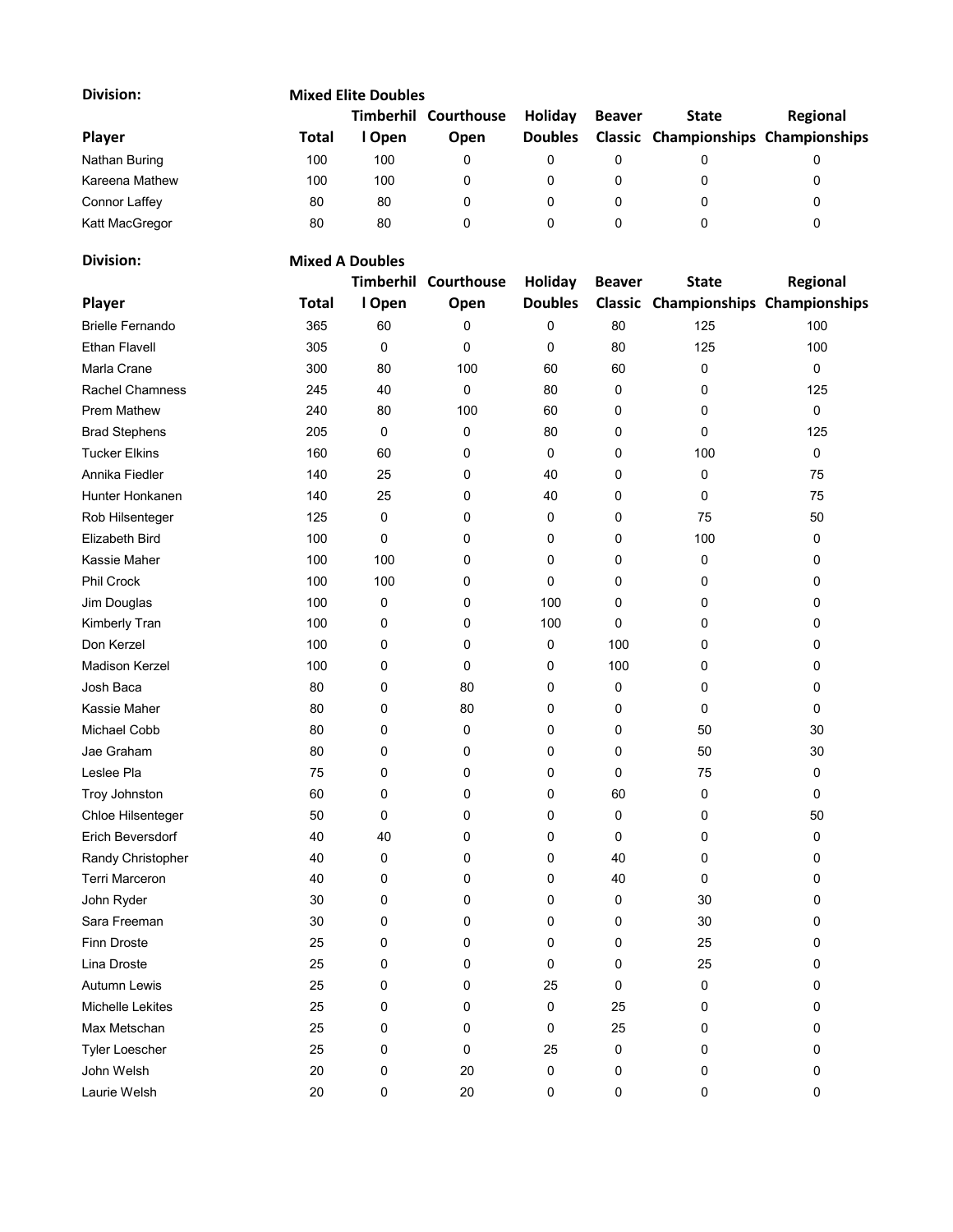**Division:** **Mixed Elite Doubles**

| Player | Total | Timberhill Open | Courthouse Open | Holiday Doubles | Beaver Classic | State Championships | Regional Championships |
|---|---|---|---|---|---|---|---|
| Nathan Buring | 100 | 100 | 0 | 0 | 0 | 0 | 0 |
| Kareena Mathew | 100 | 100 | 0 | 0 | 0 | 0 | 0 |
| Connor Laffey | 80 | 80 | 0 | 0 | 0 | 0 | 0 |
| Katt MacGregor | 80 | 80 | 0 | 0 | 0 | 0 | 0 |

**Division:** **Mixed A Doubles**

| Player | Total | Timberhill Open | Courthouse Open | Holiday Doubles | Beaver Classic | State Championships | Regional Championships |
|---|---|---|---|---|---|---|---|
| Brielle Fernando | 365 | 60 | 0 | 0 | 80 | 125 | 100 |
| Ethan Flavell | 305 | 0 | 0 | 0 | 80 | 125 | 100 |
| Marla Crane | 300 | 80 | 100 | 60 | 60 | 0 | 0 |
| Rachel Chamness | 245 | 40 | 0 | 80 | 0 | 0 | 125 |
| Prem Mathew | 240 | 80 | 100 | 60 | 0 | 0 | 0 |
| Brad Stephens | 205 | 0 | 0 | 80 | 0 | 0 | 125 |
| Tucker Elkins | 160 | 60 | 0 | 0 | 0 | 100 | 0 |
| Annika Fiedler | 140 | 25 | 0 | 40 | 0 | 0 | 75 |
| Hunter Honkanen | 140 | 25 | 0 | 40 | 0 | 0 | 75 |
| Rob Hilsenteger | 125 | 0 | 0 | 0 | 0 | 75 | 50 |
| Elizabeth Bird | 100 | 0 | 0 | 0 | 0 | 100 | 0 |
| Kassie Maher | 100 | 100 | 0 | 0 | 0 | 0 | 0 |
| Phil Crock | 100 | 100 | 0 | 0 | 0 | 0 | 0 |
| Jim Douglas | 100 | 0 | 0 | 100 | 0 | 0 | 0 |
| Kimberly Tran | 100 | 0 | 0 | 100 | 0 | 0 | 0 |
| Don Kerzel | 100 | 0 | 0 | 0 | 100 | 0 | 0 |
| Madison Kerzel | 100 | 0 | 0 | 0 | 100 | 0 | 0 |
| Josh Baca | 80 | 0 | 80 | 0 | 0 | 0 | 0 |
| Kassie Maher | 80 | 0 | 80 | 0 | 0 | 0 | 0 |
| Michael Cobb | 80 | 0 | 0 | 0 | 0 | 50 | 30 |
| Jae Graham | 80 | 0 | 0 | 0 | 0 | 50 | 30 |
| Leslee Pla | 75 | 0 | 0 | 0 | 0 | 75 | 0 |
| Troy Johnston | 60 | 0 | 0 | 0 | 60 | 0 | 0 |
| Chloe Hilsenteger | 50 | 0 | 0 | 0 | 0 | 0 | 50 |
| Erich Beversdorf | 40 | 40 | 0 | 0 | 0 | 0 | 0 |
| Randy Christopher | 40 | 0 | 0 | 0 | 40 | 0 | 0 |
| Terri Marceron | 40 | 0 | 0 | 0 | 40 | 0 | 0 |
| John Ryder | 30 | 0 | 0 | 0 | 0 | 30 | 0 |
| Sara Freeman | 30 | 0 | 0 | 0 | 0 | 30 | 0 |
| Finn Droste | 25 | 0 | 0 | 0 | 0 | 25 | 0 |
| Lina Droste | 25 | 0 | 0 | 0 | 0 | 25 | 0 |
| Autumn Lewis | 25 | 0 | 0 | 25 | 0 | 0 | 0 |
| Michelle Lekites | 25 | 0 | 0 | 0 | 25 | 0 | 0 |
| Max Metschan | 25 | 0 | 0 | 0 | 25 | 0 | 0 |
| Tyler Loescher | 25 | 0 | 0 | 25 | 0 | 0 | 0 |
| John Welsh | 20 | 0 | 20 | 0 | 0 | 0 | 0 |
| Laurie Welsh | 20 | 0 | 20 | 0 | 0 | 0 | 0 |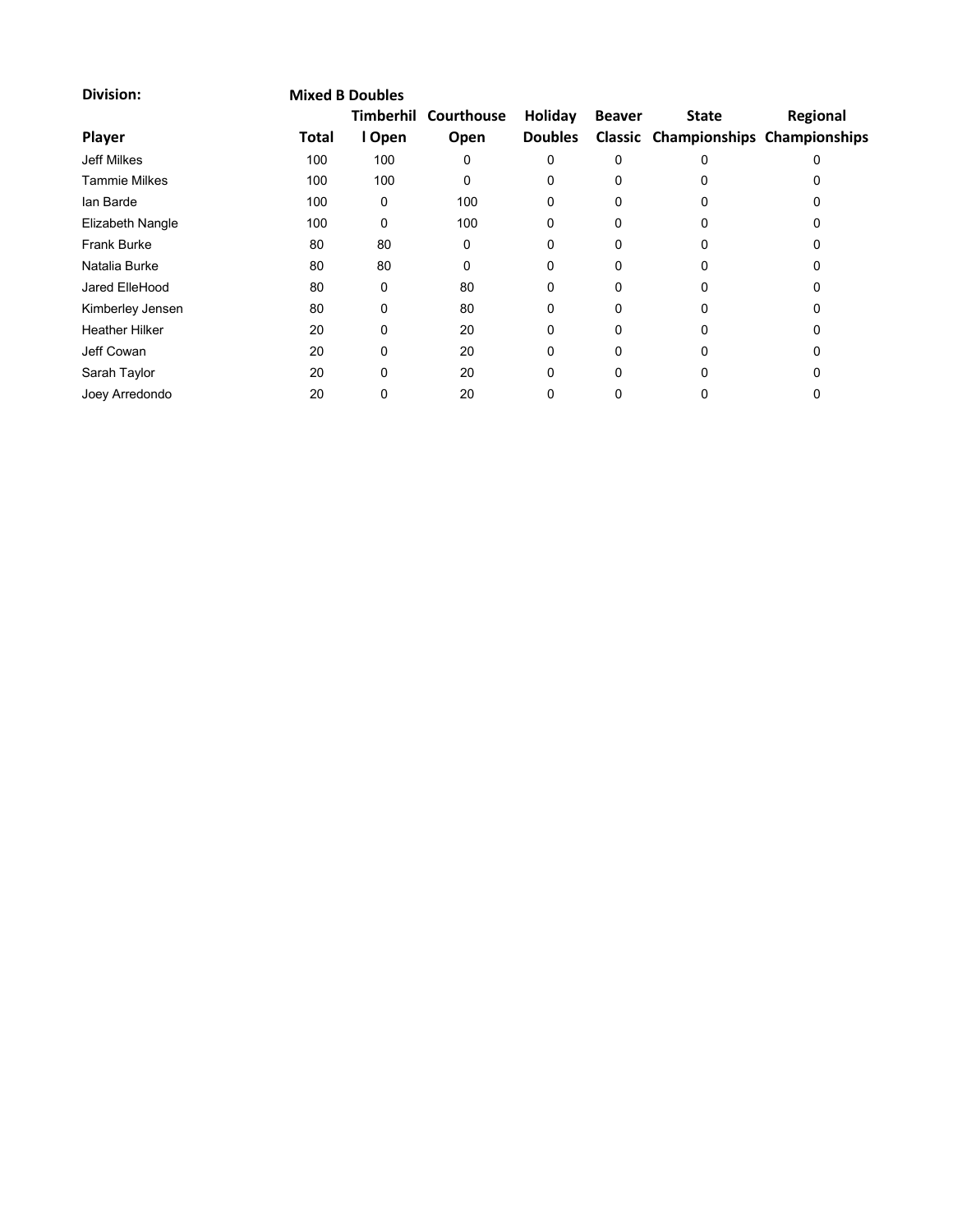**Division:** **Mixed B Doubles**

| Player | Total | Timberhill Open | Courthouse Open | Holiday Doubles | Beaver Classic | State Championships | Regional Championships |
|---|---|---|---|---|---|---|---|
| Jeff Milkes | 100 | 100 | 0 | 0 | 0 | 0 | 0 |
| Tammie Milkes | 100 | 100 | 0 | 0 | 0 | 0 | 0 |
| Ian Barde | 100 | 0 | 100 | 0 | 0 | 0 | 0 |
| Elizabeth Nangle | 100 | 0 | 100 | 0 | 0 | 0 | 0 |
| Frank Burke | 80 | 80 | 0 | 0 | 0 | 0 | 0 |
| Natalia Burke | 80 | 80 | 0 | 0 | 0 | 0 | 0 |
| Jared ElleHood | 80 | 0 | 80 | 0 | 0 | 0 | 0 |
| Kimberley Jensen | 80 | 0 | 80 | 0 | 0 | 0 | 0 |
| Heather Hilker | 20 | 0 | 20 | 0 | 0 | 0 | 0 |
| Jeff Cowan | 20 | 0 | 20 | 0 | 0 | 0 | 0 |
| Sarah Taylor | 20 | 0 | 20 | 0 | 0 | 0 | 0 |
| Joey Arredondo | 20 | 0 | 20 | 0 | 0 | 0 | 0 |